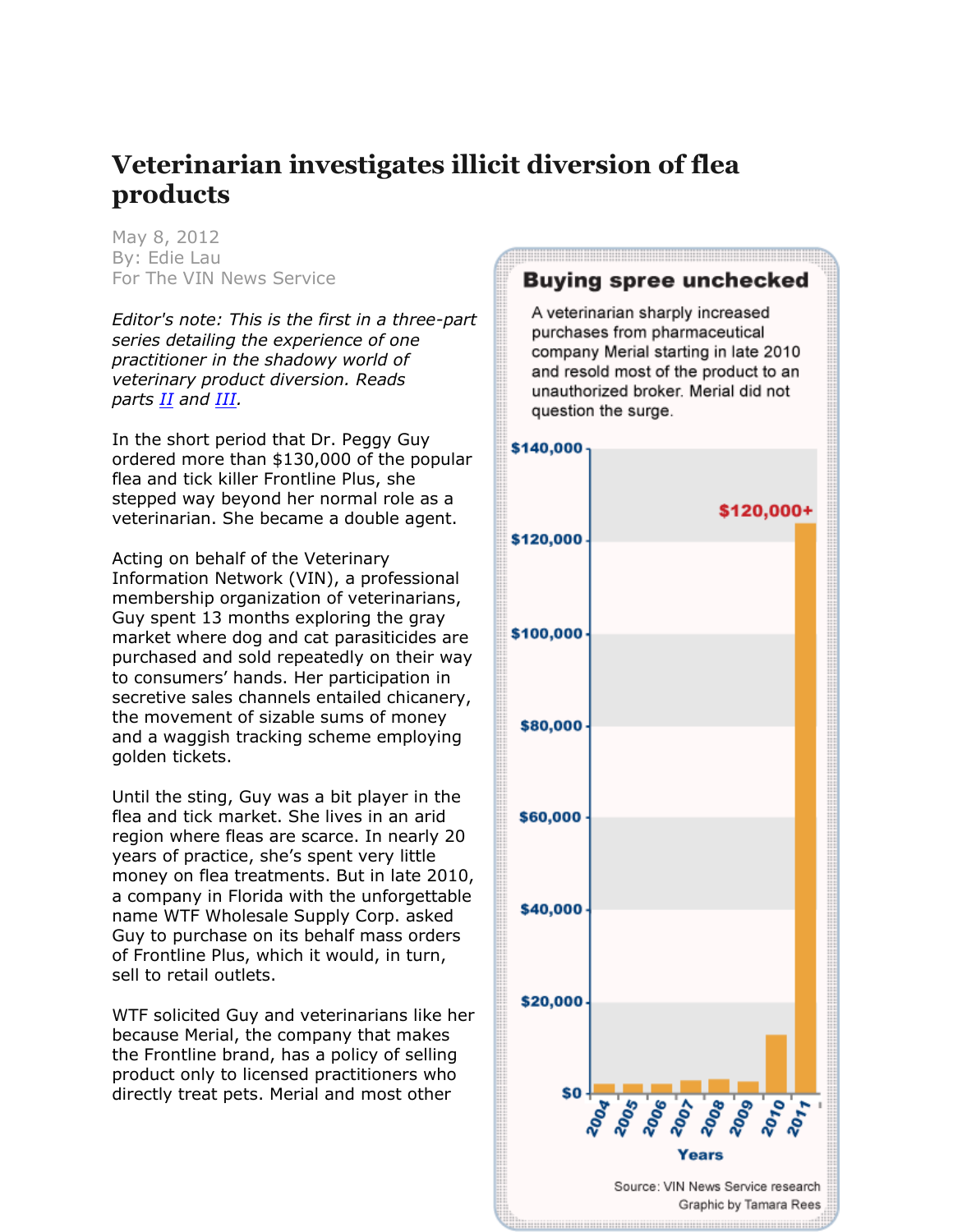# Veterinarian investigates illicit diversion of flea products

May 8, 2012
By: Edie Lau
For The VIN News Service

*Editor's note: This is the first in a three-part series detailing the experience of one practitioner in the shadowy world of veterinary product diversion. Reads parts II and III.*

In the short period that Dr. Peggy Guy ordered more than $130,000 of the popular flea and tick killer Frontline Plus, she stepped way beyond her normal role as a veterinarian. She became a double agent.

Acting on behalf of the Veterinary Information Network (VIN), a professional membership organization of veterinarians, Guy spent 13 months exploring the gray market where dog and cat parasiticides are purchased and sold repeatedly on their way to consumers' hands. Her participation in secretive sales channels entailed chicanery, the movement of sizable sums of money and a waggish tracking scheme employing golden tickets.

Until the sting, Guy was a bit player in the flea and tick market. She lives in an arid region where fleas are scarce. In nearly 20 years of practice, she's spent very little money on flea treatments. But in late 2010, a company in Florida with the unforgettable name WTF Wholesale Supply Corp. asked Guy to purchase on its behalf mass orders of Frontline Plus, which it would, in turn, sell to retail outlets.

WTF solicited Guy and veterinarians like her because Merial, the company that makes the Frontline brand, has a policy of selling product only to licensed practitioners who directly treat pets. Merial and most other

**Buying spree unchecked**

A veterinarian sharply increased purchases from pharmaceutical company Merial starting in late 2010 and resold most of the product to an unauthorized broker. Merial did not question the surge.

[Bar chart: purchases by year, 2004–2011, y-axis $0 to $140,000; 2011 bar labeled $120,000+]

Source: VIN News Service research
Graphic by Tamara Rees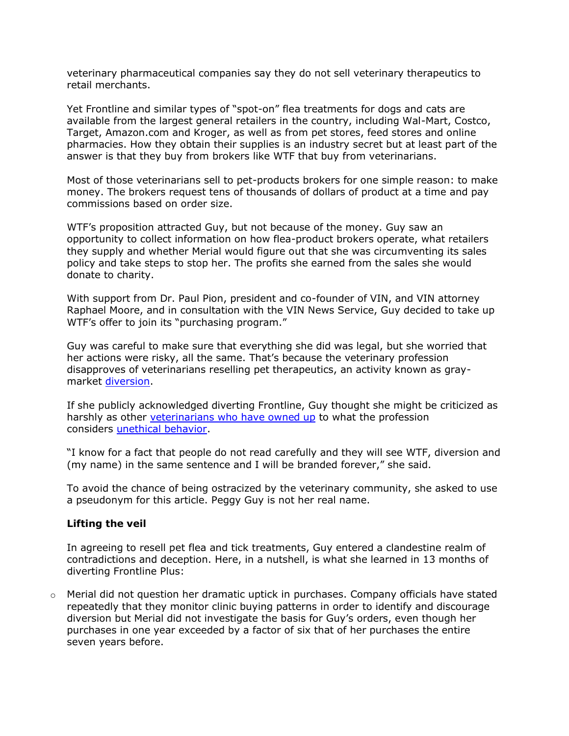veterinary pharmaceutical companies say they do not sell veterinary therapeutics to retail merchants.

Yet Frontline and similar types of "spot-on" flea treatments for dogs and cats are available from the largest general retailers in the country, including Wal-Mart, Costco, Target, Amazon.com and Kroger, as well as from pet stores, feed stores and online pharmacies. How they obtain their supplies is an industry secret but at least part of the answer is that they buy from brokers like WTF that buy from veterinarians.

Most of those veterinarians sell to pet-products brokers for one simple reason: to make money. The brokers request tens of thousands of dollars of product at a time and pay commissions based on order size.

WTF's proposition attracted Guy, but not because of the money. Guy saw an opportunity to collect information on how flea-product brokers operate, what retailers they supply and whether Merial would figure out that she was circumventing its sales policy and take steps to stop her. The profits she earned from the sales she would donate to charity.

With support from Dr. Paul Pion, president and co-founder of VIN, and VIN attorney Raphael Moore, and in consultation with the VIN News Service, Guy decided to take up WTF's offer to join its "purchasing program."

Guy was careful to make sure that everything she did was legal, but she worried that her actions were risky, all the same. That's because the veterinary profession disapproves of veterinarians reselling pet therapeutics, an activity known as gray-market diversion.

If she publicly acknowledged diverting Frontline, Guy thought she might be criticized as harshly as other veterinarians who have owned up to what the profession considers unethical behavior.

"I know for a fact that people do not read carefully and they will see WTF, diversion and (my name) in the same sentence and I will be branded forever," she said.

To avoid the chance of being ostracized by the veterinary community, she asked to use a pseudonym for this article. Peggy Guy is not her real name.

**Lifting the veil**

In agreeing to resell pet flea and tick treatments, Guy entered a clandestine realm of contradictions and deception. Here, in a nutshell, is what she learned in 13 months of diverting Frontline Plus:

- Merial did not question her dramatic uptick in purchases. Company officials have stated repeatedly that they monitor clinic buying patterns in order to identify and discourage diversion but Merial did not investigate the basis for Guy's orders, even though her purchases in one year exceeded by a factor of six that of her purchases the entire seven years before.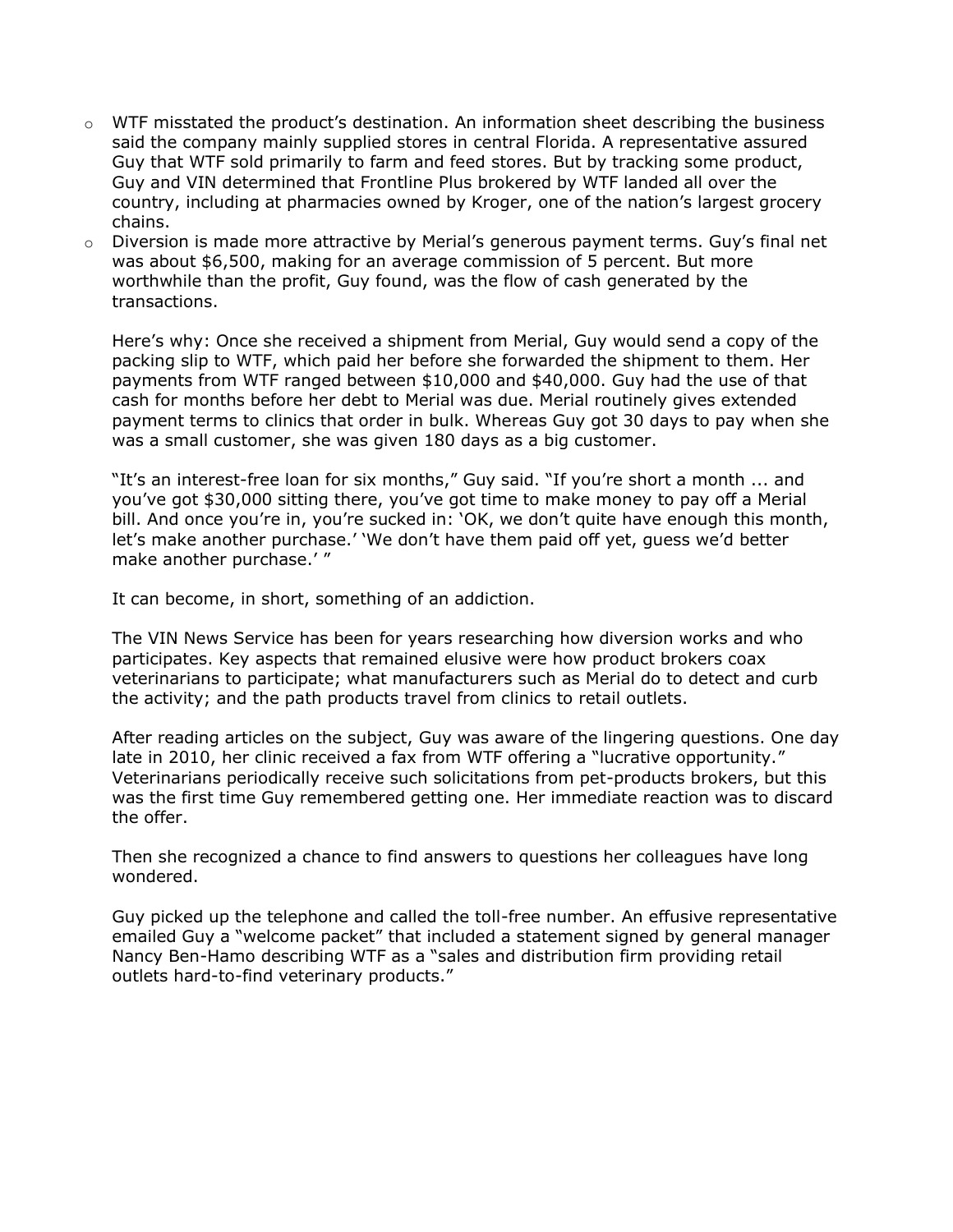- WTF misstated the product's destination. An information sheet describing the business said the company mainly supplied stores in central Florida. A representative assured Guy that WTF sold primarily to farm and feed stores. But by tracking some product, Guy and VIN determined that Frontline Plus brokered by WTF landed all over the country, including at pharmacies owned by Kroger, one of the nation's largest grocery chains.
- Diversion is made more attractive by Merial's generous payment terms. Guy's final net was about $6,500, making for an average commission of 5 percent. But more worthwhile than the profit, Guy found, was the flow of cash generated by the transactions.

  Here's why: Once she received a shipment from Merial, Guy would send a copy of the packing slip to WTF, which paid her before she forwarded the shipment to them. Her payments from WTF ranged between $10,000 and $40,000. Guy had the use of that cash for months before her debt to Merial was due. Merial routinely gives extended payment terms to clinics that order in bulk. Whereas Guy got 30 days to pay when she was a small customer, she was given 180 days as a big customer.

  "It's an interest-free loan for six months," Guy said. "If you're short a month ... and you've got $30,000 sitting there, you've got time to make money to pay off a Merial bill. And once you're in, you're sucked in: 'OK, we don't quite have enough this month, let's make another purchase.' 'We don't have them paid off yet, guess we'd better make another purchase.' "

  It can become, in short, something of an addiction.

  The VIN News Service has been for years researching how diversion works and who participates. Key aspects that remained elusive were how product brokers coax veterinarians to participate; what manufacturers such as Merial do to detect and curb the activity; and the path products travel from clinics to retail outlets.

  After reading articles on the subject, Guy was aware of the lingering questions. One day late in 2010, her clinic received a fax from WTF offering a "lucrative opportunity." Veterinarians periodically receive such solicitations from pet-products brokers, but this was the first time Guy remembered getting one. Her immediate reaction was to discard the offer.

  Then she recognized a chance to find answers to questions her colleagues have long wondered.

  Guy picked up the telephone and called the toll-free number. An effusive representative emailed Guy a "welcome packet" that included a statement signed by general manager Nancy Ben-Hamo describing WTF as a "sales and distribution firm providing retail outlets hard-to-find veterinary products."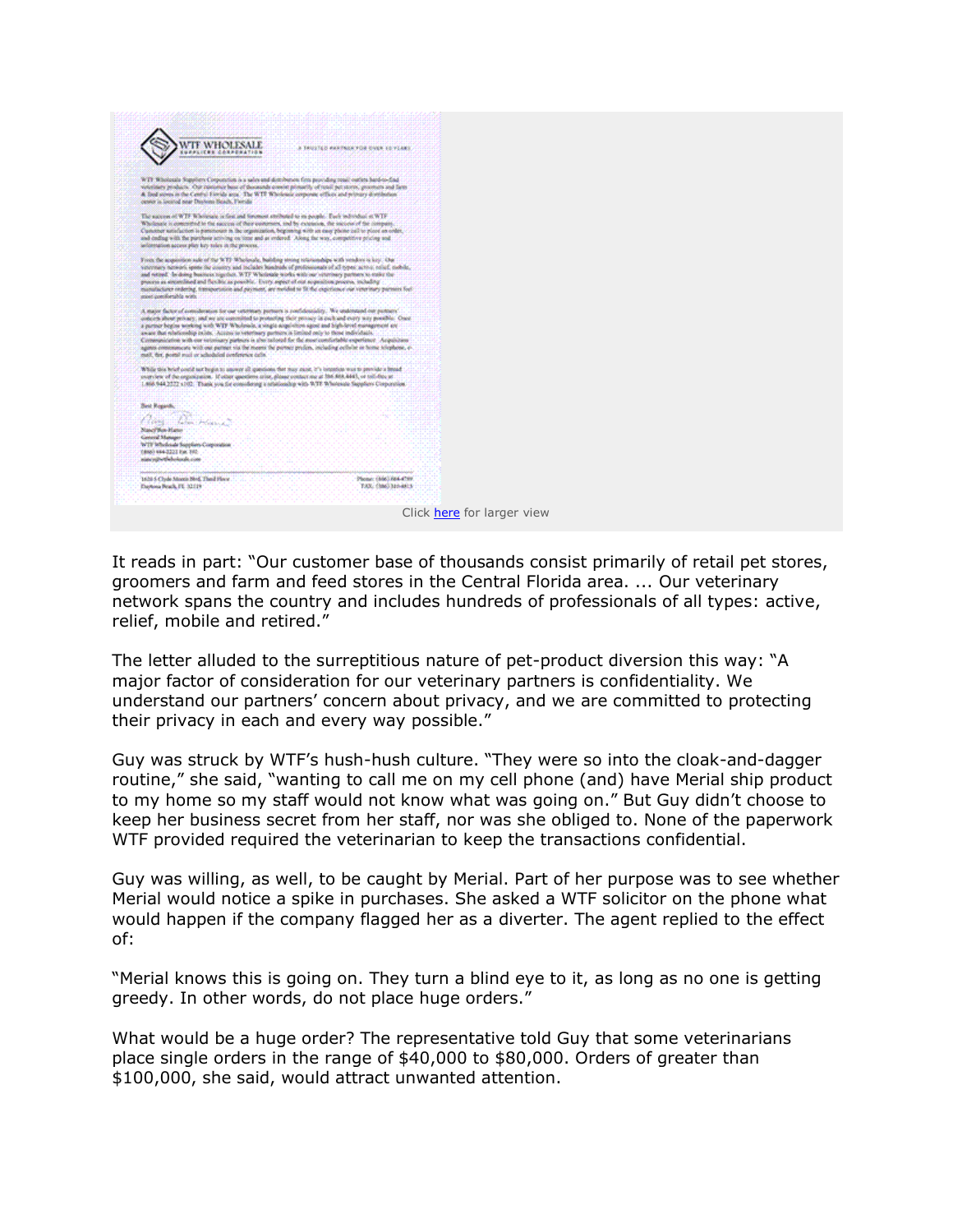Click here for larger view

It reads in part: "Our customer base of thousands consist primarily of retail pet stores, groomers and farm and feed stores in the Central Florida area. ... Our veterinary network spans the country and includes hundreds of professionals of all types: active, relief, mobile and retired."

The letter alluded to the surreptitious nature of pet-product diversion this way: "A major factor of consideration for our veterinary partners is confidentiality. We understand our partners' concern about privacy, and we are committed to protecting their privacy in each and every way possible."

Guy was struck by WTF's hush-hush culture. "They were so into the cloak-and-dagger routine," she said, "wanting to call me on my cell phone (and) have Merial ship product to my home so my staff would not know what was going on." But Guy didn't choose to keep her business secret from her staff, nor was she obliged to. None of the paperwork WTF provided required the veterinarian to keep the transactions confidential.

Guy was willing, as well, to be caught by Merial. Part of her purpose was to see whether Merial would notice a spike in purchases. She asked a WTF solicitor on the phone what would happen if the company flagged her as a diverter. The agent replied to the effect of:

"Merial knows this is going on. They turn a blind eye to it, as long as no one is getting greedy. In other words, do not place huge orders."

What would be a huge order? The representative told Guy that some veterinarians place single orders in the range of $40,000 to $80,000. Orders of greater than $100,000, she said, would attract unwanted attention.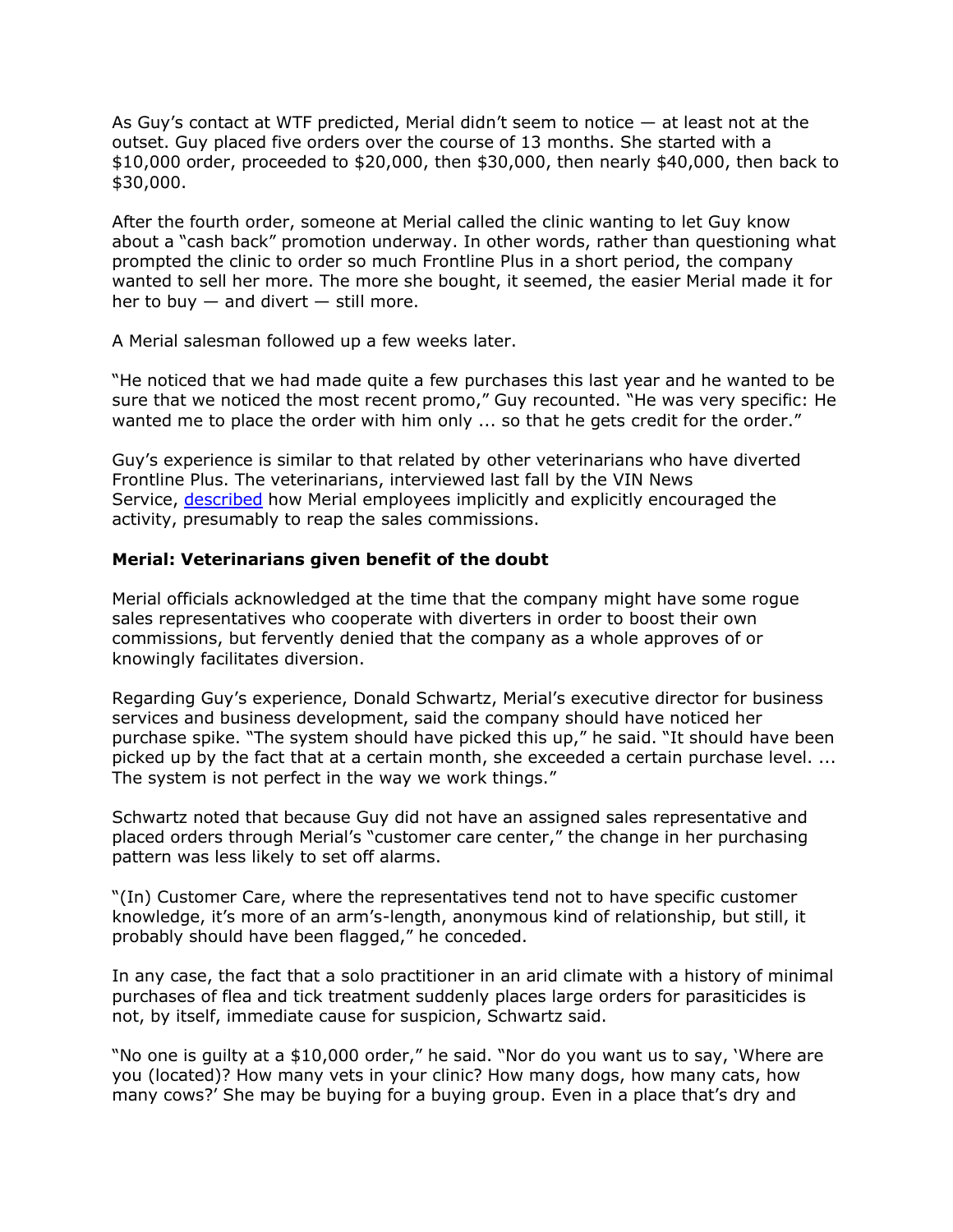As Guy’s contact at WTF predicted, Merial didn’t seem to notice — at least not at the outset. Guy placed five orders over the course of 13 months. She started with a $10,000 order, proceeded to $20,000, then $30,000, then nearly $40,000, then back to $30,000.

After the fourth order, someone at Merial called the clinic wanting to let Guy know about a “cash back” promotion underway. In other words, rather than questioning what prompted the clinic to order so much Frontline Plus in a short period, the company wanted to sell her more. The more she bought, it seemed, the easier Merial made it for her to buy — and divert — still more.

A Merial salesman followed up a few weeks later.

“He noticed that we had made quite a few purchases this last year and he wanted to be sure that we noticed the most recent promo,” Guy recounted. “He was very specific: He wanted me to place the order with him only ... so that he gets credit for the order.”

Guy’s experience is similar to that related by other veterinarians who have diverted Frontline Plus. The veterinarians, interviewed last fall by the VIN News Service, described how Merial employees implicitly and explicitly encouraged the activity, presumably to reap the sales commissions.

**Merial: Veterinarians given benefit of the doubt**

Merial officials acknowledged at the time that the company might have some rogue sales representatives who cooperate with diverters in order to boost their own commissions, but fervently denied that the company as a whole approves of or knowingly facilitates diversion.

Regarding Guy’s experience, Donald Schwartz, Merial’s executive director for business services and business development, said the company should have noticed her purchase spike. “The system should have picked this up,” he said. “It should have been picked up by the fact that at a certain month, she exceeded a certain purchase level. ... The system is not perfect in the way we work things.”

Schwartz noted that because Guy did not have an assigned sales representative and placed orders through Merial’s “customer care center,” the change in her purchasing pattern was less likely to set off alarms.

“(In) Customer Care, where the representatives tend not to have specific customer knowledge, it’s more of an arm’s-length, anonymous kind of relationship, but still, it probably should have been flagged,” he conceded.

In any case, the fact that a solo practitioner in an arid climate with a history of minimal purchases of flea and tick treatment suddenly places large orders for parasiticides is not, by itself, immediate cause for suspicion, Schwartz said.

“No one is guilty at a $10,000 order,” he said. “Nor do you want us to say, ‘Where are you (located)? How many vets in your clinic? How many dogs, how many cats, how many cows?’ She may be buying for a buying group. Even in a place that’s dry and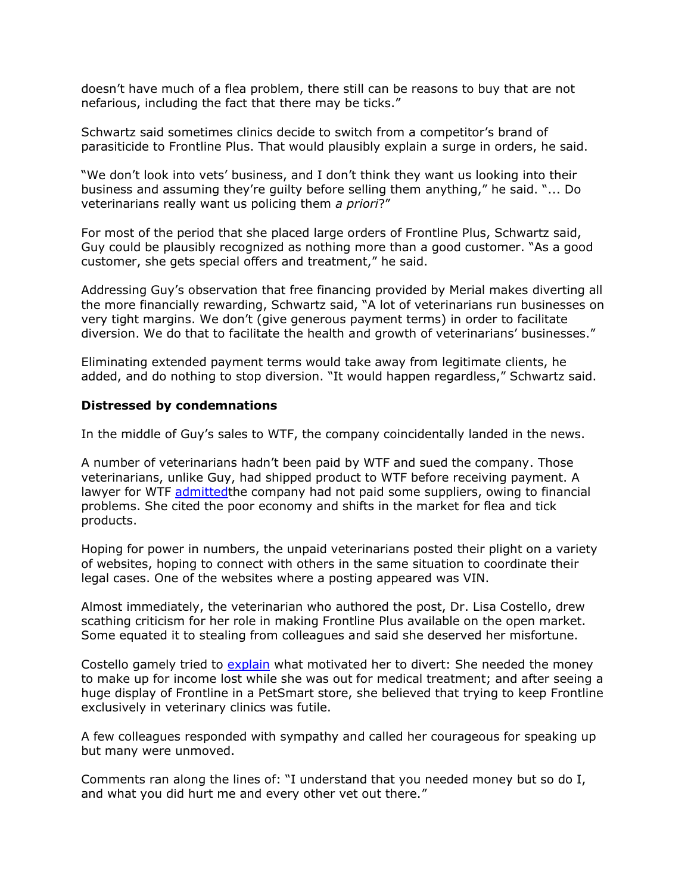doesn't have much of a flea problem, there still can be reasons to buy that are not nefarious, including the fact that there may be ticks."

Schwartz said sometimes clinics decide to switch from a competitor's brand of parasiticide to Frontline Plus. That would plausibly explain a surge in orders, he said.

"We don't look into vets' business, and I don't think they want us looking into their business and assuming they're guilty before selling them anything," he said. "... Do veterinarians really want us policing them *a priori*?"

For most of the period that she placed large orders of Frontline Plus, Schwartz said, Guy could be plausibly recognized as nothing more than a good customer. "As a good customer, she gets special offers and treatment," he said.

Addressing Guy's observation that free financing provided by Merial makes diverting all the more financially rewarding, Schwartz said, "A lot of veterinarians run businesses on very tight margins. We don't (give generous payment terms) in order to facilitate diversion. We do that to facilitate the health and growth of veterinarians' businesses."

Eliminating extended payment terms would take away from legitimate clients, he added, and do nothing to stop diversion. "It would happen regardless," Schwartz said.

**Distressed by condemnations**

In the middle of Guy's sales to WTF, the company coincidentally landed in the news.

A number of veterinarians hadn't been paid by WTF and sued the company. Those veterinarians, unlike Guy, had shipped product to WTF before receiving payment. A lawyer for WTF admittedthe company had not paid some suppliers, owing to financial problems. She cited the poor economy and shifts in the market for flea and tick products.

Hoping for power in numbers, the unpaid veterinarians posted their plight on a variety of websites, hoping to connect with others in the same situation to coordinate their legal cases. One of the websites where a posting appeared was VIN.

Almost immediately, the veterinarian who authored the post, Dr. Lisa Costello, drew scathing criticism for her role in making Frontline Plus available on the open market. Some equated it to stealing from colleagues and said she deserved her misfortune.

Costello gamely tried to explain what motivated her to divert: She needed the money to make up for income lost while she was out for medical treatment; and after seeing a huge display of Frontline in a PetSmart store, she believed that trying to keep Frontline exclusively in veterinary clinics was futile.

A few colleagues responded with sympathy and called her courageous for speaking up but many were unmoved.

Comments ran along the lines of: "I understand that you needed money but so do I, and what you did hurt me and every other vet out there."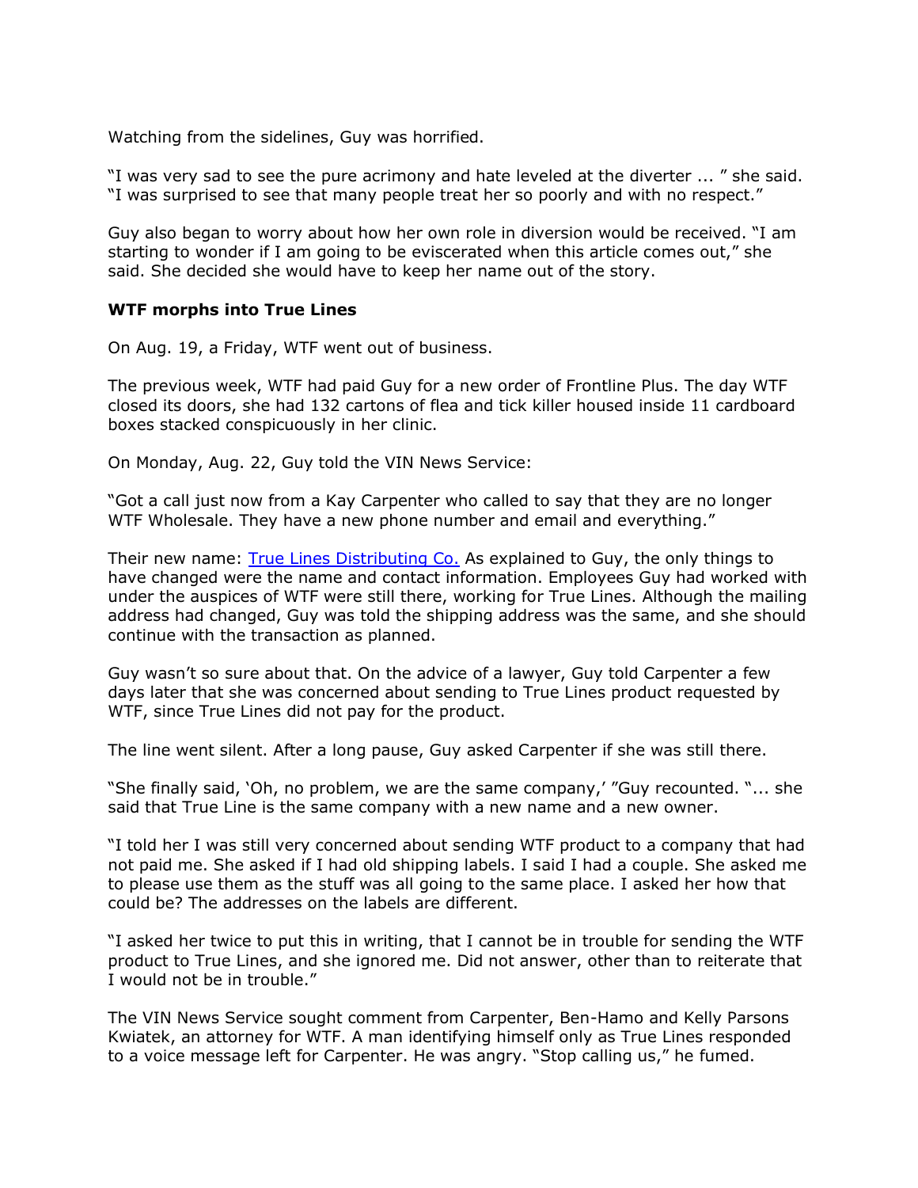Watching from the sidelines, Guy was horrified.

"I was very sad to see the pure acrimony and hate leveled at the diverter ... " she said. "I was surprised to see that many people treat her so poorly and with no respect."

Guy also began to worry about how her own role in diversion would be received. "I am starting to wonder if I am going to be eviscerated when this article comes out," she said. She decided she would have to keep her name out of the story.

### WTF morphs into True Lines

On Aug. 19, a Friday, WTF went out of business.

The previous week, WTF had paid Guy for a new order of Frontline Plus. The day WTF closed its doors, she had 132 cartons of flea and tick killer housed inside 11 cardboard boxes stacked conspicuously in her clinic.

On Monday, Aug. 22, Guy told the VIN News Service:

"Got a call just now from a Kay Carpenter who called to say that they are no longer WTF Wholesale. They have a new phone number and email and everything."

Their new name: True Lines Distributing Co. As explained to Guy, the only things to have changed were the name and contact information. Employees Guy had worked with under the auspices of WTF were still there, working for True Lines. Although the mailing address had changed, Guy was told the shipping address was the same, and she should continue with the transaction as planned.

Guy wasn't so sure about that. On the advice of a lawyer, Guy told Carpenter a few days later that she was concerned about sending to True Lines product requested by WTF, since True Lines did not pay for the product.

The line went silent. After a long pause, Guy asked Carpenter if she was still there.

"She finally said, 'Oh, no problem, we are the same company,' "Guy recounted. "... she said that True Line is the same company with a new name and a new owner.

"I told her I was still very concerned about sending WTF product to a company that had not paid me. She asked if I had old shipping labels. I said I had a couple. She asked me to please use them as the stuff was all going to the same place. I asked her how that could be? The addresses on the labels are different.

"I asked her twice to put this in writing, that I cannot be in trouble for sending the WTF product to True Lines, and she ignored me. Did not answer, other than to reiterate that I would not be in trouble."

The VIN News Service sought comment from Carpenter, Ben-Hamo and Kelly Parsons Kwiatek, an attorney for WTF. A man identifying himself only as True Lines responded to a voice message left for Carpenter. He was angry. "Stop calling us," he fumed.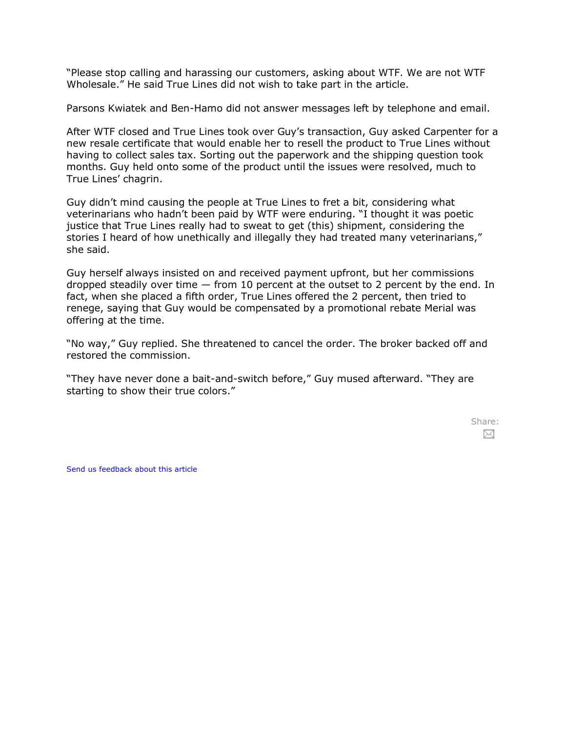"Please stop calling and harassing our customers, asking about WTF. We are not WTF Wholesale." He said True Lines did not wish to take part in the article.

Parsons Kwiatek and Ben-Hamo did not answer messages left by telephone and email.

After WTF closed and True Lines took over Guy's transaction, Guy asked Carpenter for a new resale certificate that would enable her to resell the product to True Lines without having to collect sales tax. Sorting out the paperwork and the shipping question took months. Guy held onto some of the product until the issues were resolved, much to True Lines' chagrin.

Guy didn't mind causing the people at True Lines to fret a bit, considering what veterinarians who hadn't been paid by WTF were enduring. "I thought it was poetic justice that True Lines really had to sweat to get (this) shipment, considering the stories I heard of how unethically and illegally they had treated many veterinarians," she said.

Guy herself always insisted on and received payment upfront, but her commissions dropped steadily over time — from 10 percent at the outset to 2 percent by the end. In fact, when she placed a fifth order, True Lines offered the 2 percent, then tried to renege, saying that Guy would be compensated by a promotional rebate Merial was offering at the time.

"No way," Guy replied. She threatened to cancel the order. The broker backed off and restored the commission.

"They have never done a bait-and-switch before," Guy mused afterward. "They are starting to show their true colors."

Share:

Send us feedback about this article